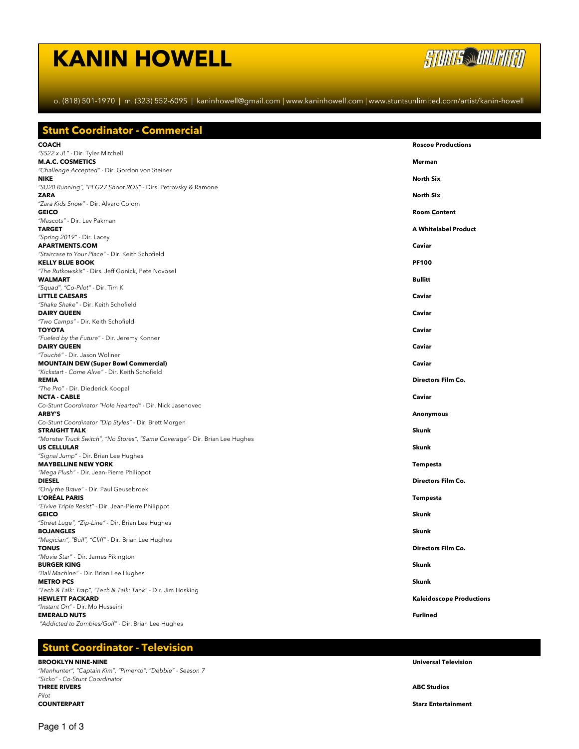# KANIN HOWELL

STUNTS UNLIMITED

o. (818) 501-1970 | m. (323) 552-6095 | kaninhowell@gmail.com | www.kaninhowell.com | www.stuntsunlimited.com/artist/kanin-howell

## Stunt Coordinator - Commercial

**COACH** — **Roscoe Productions**
*"SS22 x JL"* - Dir. Tyler Mitchell

**M.A.C. COSMETICS** — **Merman**
*"Challenge Accepted"* - Dir. Gordon von Steiner

**NIKE** — **North Six**
*"SU20 Running", "PEG27 Shoot ROS"* - Dirs. Petrovsky & Ramone

**ZARA** — **North Six**
*"Zara Kids Snow"* - Dir. Alvaro Colom

**GEICO** — **Room Content**
*"Mascots"* - Dir. Lev Pakman

**TARGET** — **A Whitelabel Product**
*"Spring 2019"* - Dir. Lacey

**APARTMENTS.COM** — **Caviar**
*"Staircase to Your Place"* - Dir. Keith Schofield

**KELLY BLUE BOOK** — **PF100**
*"The Rutkowskis"* - Dirs. Jeff Gonick, Pete Novosel

**WALMART** — **Bullitt**
*"Squad", "Co-Pilot"* - Dir. Tim K

**LITTLE CAESARS** — **Caviar**
*"Shake Shake"* - Dir. Keith Schofield

**DAIRY QUEEN** — **Caviar**
*"Two Camps"* - Dir. Keith Schofield

**TOYOTA** — **Caviar**
*"Fueled by the Future"* - Dir. Jeremy Konner

**DAIRY QUEEN** — **Caviar**
*"Touché"* - Dir. Jason Woliner

**MOUNTAIN DEW (Super Bowl Commercial)** — **Caviar**
*"Kickstart - Come Alive"* - Dir. Keith Schofield

**REMIA** — **Directors Film Co.**
*"The Pro"* - Dir. Diederick Koopal

**NCTA - CABLE** — **Caviar**
*Co-Stunt Coordinator "Hole Hearted"* - Dir. Nick Jasenovec

**ARBY'S** — **Anonymous**
*Co-Stunt Coordinator "Dip Styles"* - Dir. Brett Morgen

**STRAIGHT TALK** — **Skunk**
*"Monster Truck Switch", "No Stores", "Same Coverage"*- Dir. Brian Lee Hughes

**US CELLULAR** — **Skunk**
*"Signal Jump"* - Dir. Brian Lee Hughes

**MAYBELLINE NEW YORK** — **Tempesta**
*"Mega Plush"* - Dir. Jean-Pierre Philippot

**DIESEL** — **Directors Film Co.**
*"Only the Brave"* - Dir. Paul Geusebroek

**L'ORÉAL PARIS** — **Tempesta**
*"Elvive Triple Resist"* - Dir. Jean-Pierre Philippot

**GEICO** — **Skunk**
*"Street Luge", "Zip-Line"* - Dir. Brian Lee Hughes

**BOJANGLES** — **Skunk**
*"Magician", "Bull", "Cliff"* - Dir. Brian Lee Hughes

**TONUS** — **Directors Film Co.**
*"Movie Star"* - Dir. James Pikington

**BURGER KING** — **Skunk**
*"Ball Machine"* - Dir. Brian Lee Hughes

**METRO PCS** — **Skunk**
*"Tech & Talk: Trap", "Tech & Talk: Tank"* - Dir. Jim Hosking

**HEWLETT PACKARD** — **Kaleidoscope Productions**
*"Instant On"* - Dir. Mo Husseini

**EMERALD NUTS** — **Furlined**
*"Addicted to Zombies/Golf"* - Dir. Brian Lee Hughes

## Stunt Coordinator - Television

**BROOKLYN NINE-NINE** — **Universal Television**
*"Manhunter", "Captain Kim", "Pimento", "Debbie" - Season 7*
*"Sicko" - Co-Stunt Coordinator*

**THREE RIVERS** — **ABC Studios**
*Pilot*

**COUNTERPART** — **Starz Entertainment**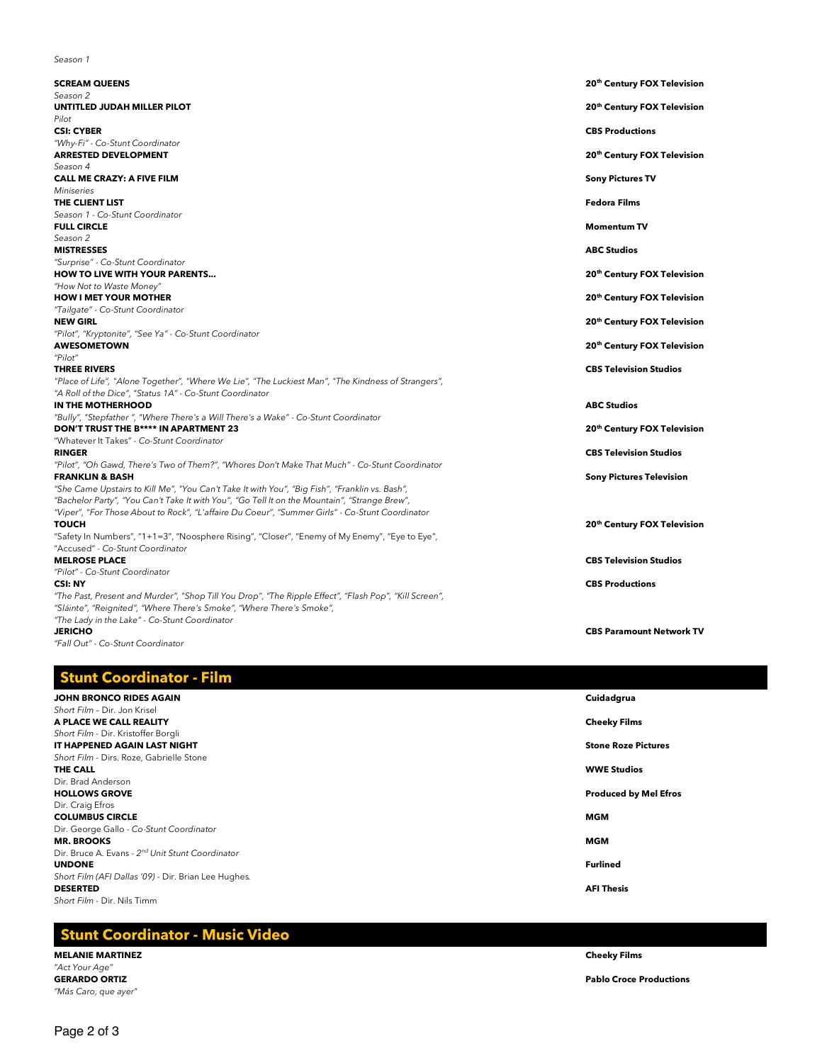*Season 1*

**SCREAM QUEENS** — **20th Century FOX Television**
*Season 2*

**UNTITLED JUDAH MILLER PILOT** — **20th Century FOX Television**
*Pilot*

**CSI: CYBER** — **CBS Productions**
*"Why-Fi" - Co-Stunt Coordinator*

**ARRESTED DEVELOPMENT** — **20th Century FOX Television**
*Season 4*

**CALL ME CRAZY: A FIVE FILM** — **Sony Pictures TV**
*Miniseries*

**THE CLIENT LIST** — **Fedora Films**
*Season 1 - Co-Stunt Coordinator*

**FULL CIRCLE** — **Momentum TV**
*Season 2*

**MISTRESSES** — **ABC Studios**
*"Surprise" - Co-Stunt Coordinator*

**HOW TO LIVE WITH YOUR PARENTS…** — **20th Century FOX Television**
*"How Not to Waste Money"*

**HOW I MET YOUR MOTHER** — **20th Century FOX Television**
*"Tailgate" - Co-Stunt Coordinator*

**NEW GIRL** — **20th Century FOX Television**
*"Pilot", "Kryptonite", "See Ya" - Co-Stunt Coordinator*

**AWESOMETOWN** — **20th Century FOX Television**
*"Pilot"*

**THREE RIVERS** — **CBS Television Studios**
*"Place of Life", "Alone Together", "Where We Lie", "The Luckiest Man", "The Kindness of Strangers", "A Roll of the Dice", "Status 1A" - Co-Stunt Coordinator*

**IN THE MOTHERHOOD** — **ABC Studios**
*"Bully", "Stepfather ", "Where There's a Will There's a Wake" - Co-Stunt Coordinator*

**DON'T TRUST THE B\*\*\*\* IN APARTMENT 23** — **20th Century FOX Television**
"Whatever It Takes" - *Co-Stunt Coordinator*

**RINGER** — **CBS Television Studios**
*"Pilot", "Oh Gawd, There's Two of Them?", "Whores Don't Make That Much" - Co-Stunt Coordinator*

**FRANKLIN & BASH** — **Sony Pictures Television**
*"She Came Upstairs to Kill Me", "You Can't Take It with You", "Big Fish", "Franklin vs. Bash", "Bachelor Party", "You Can't Take It with You", "Go Tell It on the Mountain", "Strange Brew", "Viper", "For Those About to Rock", "L'affaire Du Coeur", "Summer Girls" - Co-Stunt Coordinator*

**TOUCH** — **20th Century FOX Television**
"Safety In Numbers", "1+1=3", "Noosphere Rising", "Closer", "Enemy of My Enemy", "Eye to Eye", "Accused" - *Co-Stunt Coordinator*

**MELROSE PLACE** — **CBS Television Studios**
*"Pilot" - Co-Stunt Coordinator*

**CSI: NY** — **CBS Productions**
*"The Past, Present and Murder", "Shop Till You Drop", "The Ripple Effect", "Flash Pop", "Kill Screen", "Sláinte", "Reignited", "Where There's Smoke", "Where There's Smoke", "The Lady in the Lake" - Co-Stunt Coordinator*

**JERICHO** — **CBS Paramount Network TV**
*"Fall Out" - Co-Stunt Coordinator*

## Stunt Coordinator - Film

**JOHN BRONCO RIDES AGAIN** — **Cuidadgrua**
*Short Film* – Dir. Jon Krisel

**A PLACE WE CALL REALITY** — **Cheeky Films**
*Short Film* - Dir. Kristoffer Borgli

**IT HAPPENED AGAIN LAST NIGHT** — **Stone Roze Pictures**
*Short Film* - Dirs. Roze, Gabrielle Stone

**THE CALL** — **WWE Studios**
Dir. Brad Anderson

**HOLLOWS GROVE** — **Produced by Mel Efros**
Dir. Craig Efros

**COLUMBUS CIRCLE** — **MGM**
Dir. George Gallo - *Co-Stunt Coordinator*

**MR. BROOKS** — **MGM**
Dir. Bruce A. Evans - *2nd Unit Stunt Coordinator*

**UNDONE** — **Furlined**
*Short Film (AFI Dallas '09)* - Dir. Brian Lee Hughes.

**DESERTED** — **AFI Thesis**
*Short Film* - Dir. Nils Timm

## Stunt Coordinator - Music Video

**MELANIE MARTINEZ** — **Cheeky Films**
*"Act Your Age"*

**GERARDO ORTIZ** — **Pablo Croce Productions**
*"Más Caro, que ayer"*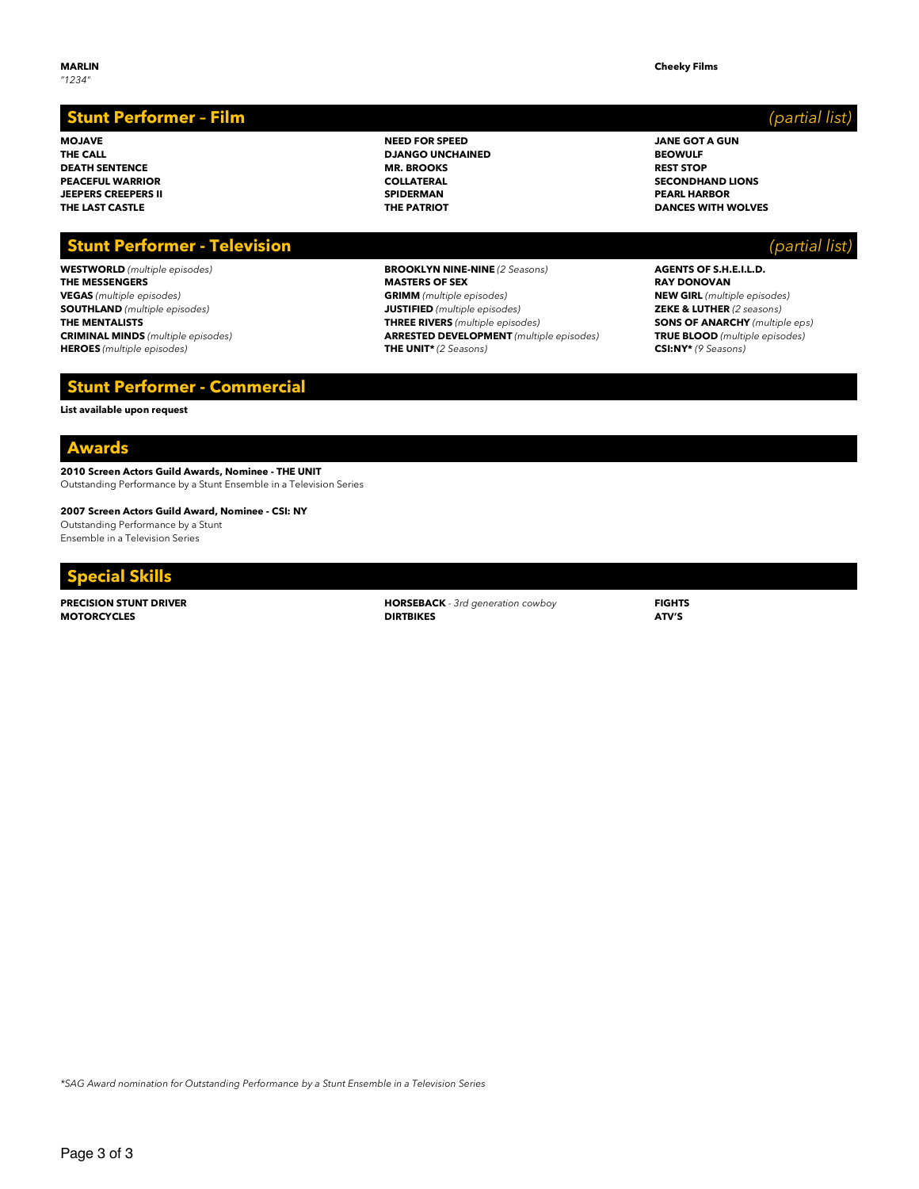**MARLIN**
*"1234"*

**Cheeky Films**

## Stunt Performer – Film *(partial list)*

**MOJAVE**
**THE CALL**
**DEATH SENTENCE**
**PEACEFUL WARRIOR**
**JEEPERS CREEPERS II**
**THE LAST CASTLE**
**NEED FOR SPEED**
**DJANGO UNCHAINED**
**MR. BROOKS**
**COLLATERAL**
**SPIDERMAN**
**THE PATRIOT**
**JANE GOT A GUN**
**BEOWULF**
**REST STOP**
**SECONDHAND LIONS**
**PEARL HARBOR**
**DANCES WITH WOLVES**

## Stunt Performer - Television *(partial list)*

**WESTWORLD** *(multiple episodes)*
**THE MESSENGERS**
**VEGAS** *(multiple episodes)*
**SOUTHLAND** *(multiple episodes)*
**THE MENTALISTS**
**CRIMINAL MINDS** *(multiple episodes)*
**HEROES** *(multiple episodes)*
**BROOKLYN NINE-NINE** *(2 Seasons)*
**MASTERS OF SEX**
**GRIMM** *(multiple episodes)*
**JUSTIFIED** *(multiple episodes)*
**THREE RIVERS** *(multiple episodes)*
**ARRESTED DEVELOPMENT** *(multiple episodes)*
**THE UNIT*** *(2 Seasons)*
**AGENTS OF S.H.E.I.L.D.**
**RAY DONOVAN**
**NEW GIRL** *(multiple episodes)*
**ZEKE & LUTHER** *(2 seasons)*
**SONS OF ANARCHY** *(multiple eps)*
**TRUE BLOOD** *(multiple episodes)*
**CSI:NY*** *(9 Seasons)*

## Stunt Performer - Commercial

**List available upon request**

## Awards

**2010 Screen Actors Guild Awards, Nominee - THE UNIT**
Outstanding Performance by a Stunt Ensemble in a Television Series

**2007 Screen Actors Guild Award, Nominee - CSI: NY**
Outstanding Performance by a Stunt Ensemble in a Television Series

## Special Skills

**PRECISION STUNT DRIVER**
**MOTORCYCLES**
**HORSEBACK** - *3rd generation cowboy*
**DIRTBIKES**
**FIGHTS**
**ATV'S**

*\*SAG Award nomination for Outstanding Performance by a Stunt Ensemble in a Television Series*